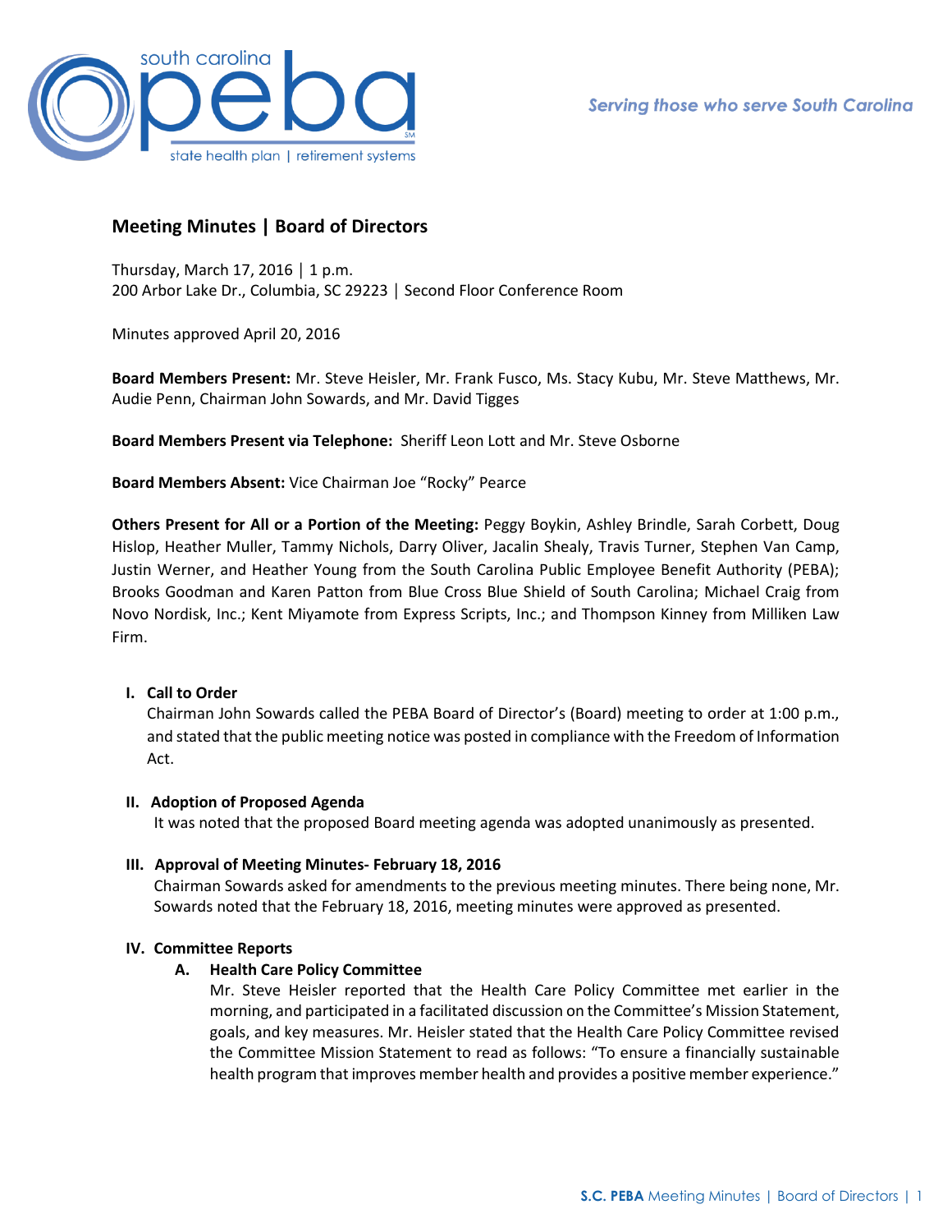Serving those who serve South Carolina

## Meeting Minutes | Board of Directors

Thursday, March 17, 2016 │ 1 p.m.
200 Arbor Lake Dr., Columbia, SC 29223 │ Second Floor Conference Room

Minutes approved April 20, 2016

**Board Members Present:** Mr. Steve Heisler, Mr. Frank Fusco, Ms. Stacy Kubu, Mr. Steve Matthews, Mr. Audie Penn, Chairman John Sowards, and Mr. David Tigges

**Board Members Present via Telephone:** Sheriff Leon Lott and Mr. Steve Osborne

**Board Members Absent:** Vice Chairman Joe "Rocky" Pearce

**Others Present for All or a Portion of the Meeting:** Peggy Boykin, Ashley Brindle, Sarah Corbett, Doug Hislop, Heather Muller, Tammy Nichols, Darry Oliver, Jacalin Shealy, Travis Turner, Stephen Van Camp, Justin Werner, and Heather Young from the South Carolina Public Employee Benefit Authority (PEBA); Brooks Goodman and Karen Patton from Blue Cross Blue Shield of South Carolina; Michael Craig from Novo Nordisk, Inc.; Kent Miyamote from Express Scripts, Inc.; and Thompson Kinney from Milliken Law Firm.

### I. Call to Order

Chairman John Sowards called the PEBA Board of Director's (Board) meeting to order at 1:00 p.m., and stated that the public meeting notice was posted in compliance with the Freedom of Information Act.

### II. Adoption of Proposed Agenda

It was noted that the proposed Board meeting agenda was adopted unanimously as presented.

### III. Approval of Meeting Minutes- February 18, 2016

Chairman Sowards asked for amendments to the previous meeting minutes. There being none, Mr. Sowards noted that the February 18, 2016, meeting minutes were approved as presented.

### IV. Committee Reports

#### A. Health Care Policy Committee

Mr. Steve Heisler reported that the Health Care Policy Committee met earlier in the morning, and participated in a facilitated discussion on the Committee's Mission Statement, goals, and key measures. Mr. Heisler stated that the Health Care Policy Committee revised the Committee Mission Statement to read as follows: "To ensure a financially sustainable health program that improves member health and provides a positive member experience."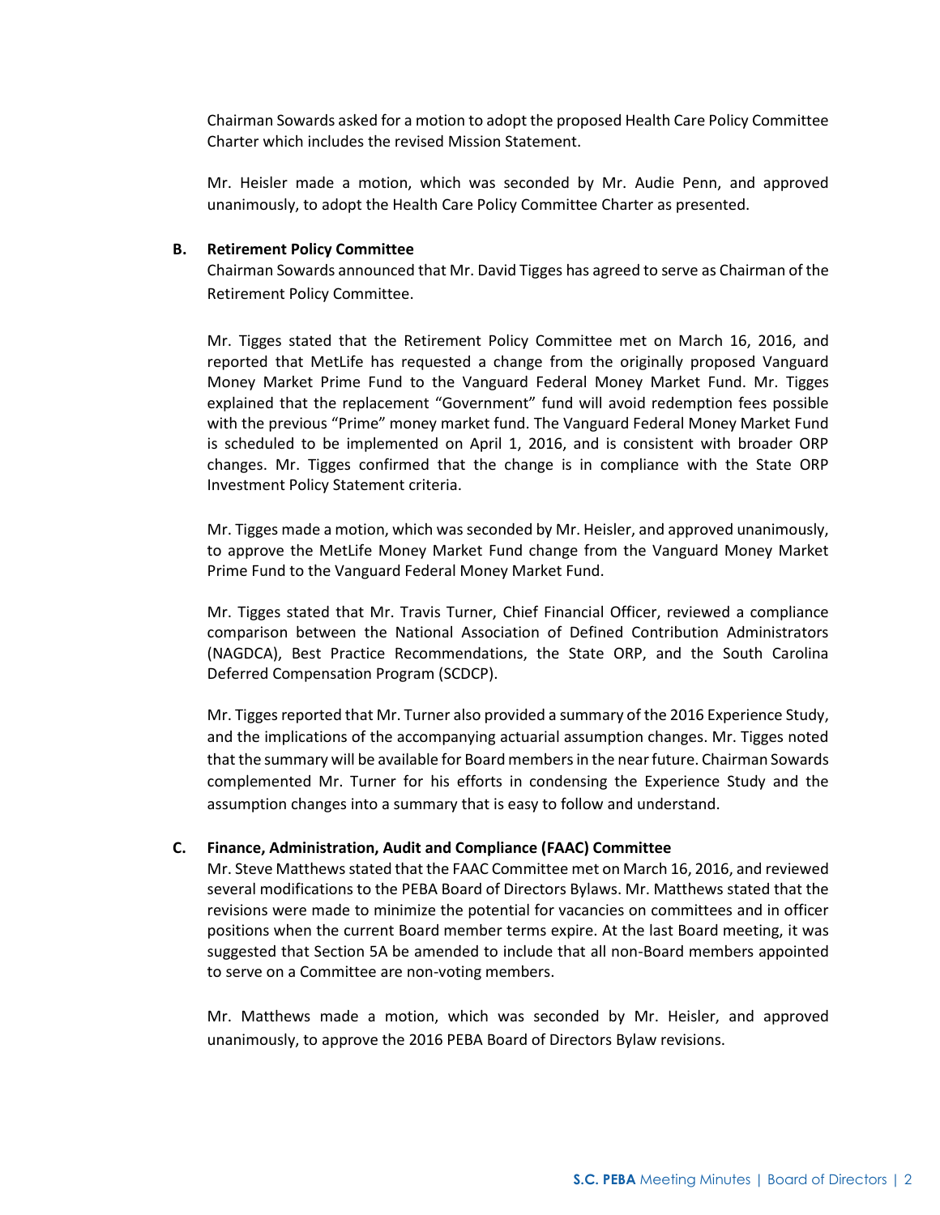Chairman Sowards asked for a motion to adopt the proposed Health Care Policy Committee Charter which includes the revised Mission Statement.

Mr. Heisler made a motion, which was seconded by Mr. Audie Penn, and approved unanimously, to adopt the Health Care Policy Committee Charter as presented.

**B. Retirement Policy Committee**

Chairman Sowards announced that Mr. David Tigges has agreed to serve as Chairman of the Retirement Policy Committee.

Mr. Tigges stated that the Retirement Policy Committee met on March 16, 2016, and reported that MetLife has requested a change from the originally proposed Vanguard Money Market Prime Fund to the Vanguard Federal Money Market Fund. Mr. Tigges explained that the replacement "Government" fund will avoid redemption fees possible with the previous "Prime" money market fund. The Vanguard Federal Money Market Fund is scheduled to be implemented on April 1, 2016, and is consistent with broader ORP changes. Mr. Tigges confirmed that the change is in compliance with the State ORP Investment Policy Statement criteria.

Mr. Tigges made a motion, which was seconded by Mr. Heisler, and approved unanimously, to approve the MetLife Money Market Fund change from the Vanguard Money Market Prime Fund to the Vanguard Federal Money Market Fund.

Mr. Tigges stated that Mr. Travis Turner, Chief Financial Officer, reviewed a compliance comparison between the National Association of Defined Contribution Administrators (NAGDCA), Best Practice Recommendations, the State ORP, and the South Carolina Deferred Compensation Program (SCDCP).

Mr. Tigges reported that Mr. Turner also provided a summary of the 2016 Experience Study, and the implications of the accompanying actuarial assumption changes. Mr. Tigges noted that the summary will be available for Board members in the near future. Chairman Sowards complemented Mr. Turner for his efforts in condensing the Experience Study and the assumption changes into a summary that is easy to follow and understand.

**C. Finance, Administration, Audit and Compliance (FAAC) Committee**

Mr. Steve Matthews stated that the FAAC Committee met on March 16, 2016, and reviewed several modifications to the PEBA Board of Directors Bylaws. Mr. Matthews stated that the revisions were made to minimize the potential for vacancies on committees and in officer positions when the current Board member terms expire. At the last Board meeting, it was suggested that Section 5A be amended to include that all non-Board members appointed to serve on a Committee are non-voting members.

Mr. Matthews made a motion, which was seconded by Mr. Heisler, and approved unanimously, to approve the 2016 PEBA Board of Directors Bylaw revisions.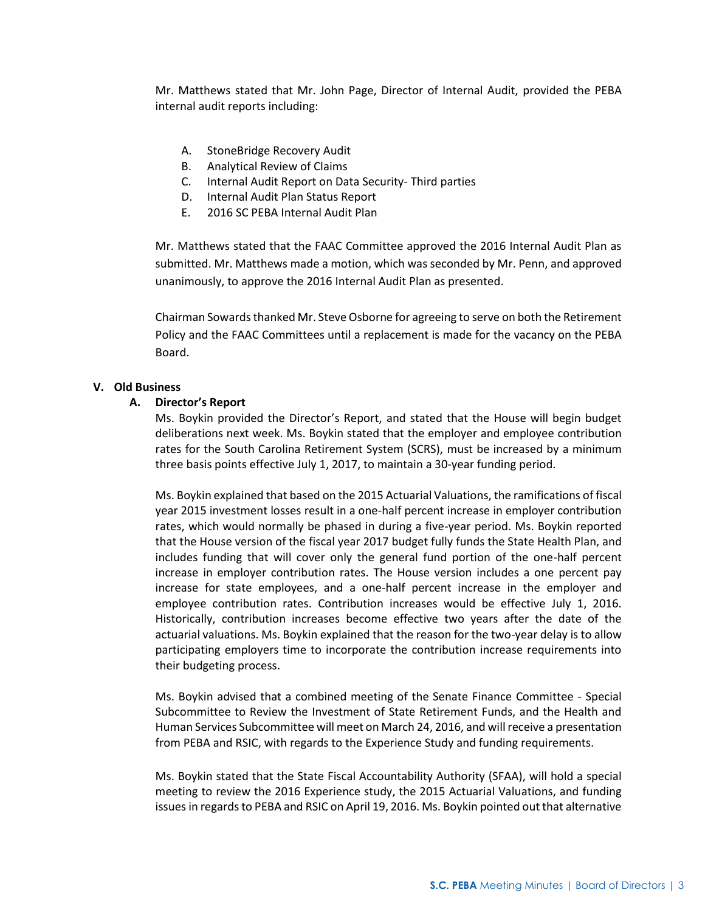Mr. Matthews stated that Mr. John Page, Director of Internal Audit, provided the PEBA internal audit reports including:

A. StoneBridge Recovery Audit
B. Analytical Review of Claims
C. Internal Audit Report on Data Security- Third parties
D. Internal Audit Plan Status Report
E. 2016 SC PEBA Internal Audit Plan

Mr. Matthews stated that the FAAC Committee approved the 2016 Internal Audit Plan as submitted. Mr. Matthews made a motion, which was seconded by Mr. Penn, and approved unanimously, to approve the 2016 Internal Audit Plan as presented.

Chairman Sowards thanked Mr. Steve Osborne for agreeing to serve on both the Retirement Policy and the FAAC Committees until a replacement is made for the vacancy on the PEBA Board.

## V. Old Business

### A. Director's Report

Ms. Boykin provided the Director's Report, and stated that the House will begin budget deliberations next week. Ms. Boykin stated that the employer and employee contribution rates for the South Carolina Retirement System (SCRS), must be increased by a minimum three basis points effective July 1, 2017, to maintain a 30-year funding period.

Ms. Boykin explained that based on the 2015 Actuarial Valuations, the ramifications of fiscal year 2015 investment losses result in a one-half percent increase in employer contribution rates, which would normally be phased in during a five-year period. Ms. Boykin reported that the House version of the fiscal year 2017 budget fully funds the State Health Plan, and includes funding that will cover only the general fund portion of the one-half percent increase in employer contribution rates. The House version includes a one percent pay increase for state employees, and a one-half percent increase in the employer and employee contribution rates. Contribution increases would be effective July 1, 2016. Historically, contribution increases become effective two years after the date of the actuarial valuations. Ms. Boykin explained that the reason for the two-year delay is to allow participating employers time to incorporate the contribution increase requirements into their budgeting process.

Ms. Boykin advised that a combined meeting of the Senate Finance Committee - Special Subcommittee to Review the Investment of State Retirement Funds, and the Health and Human Services Subcommittee will meet on March 24, 2016, and will receive a presentation from PEBA and RSIC, with regards to the Experience Study and funding requirements.

Ms. Boykin stated that the State Fiscal Accountability Authority (SFAA), will hold a special meeting to review the 2016 Experience study, the 2015 Actuarial Valuations, and funding issues in regards to PEBA and RSIC on April 19, 2016. Ms. Boykin pointed out that alternative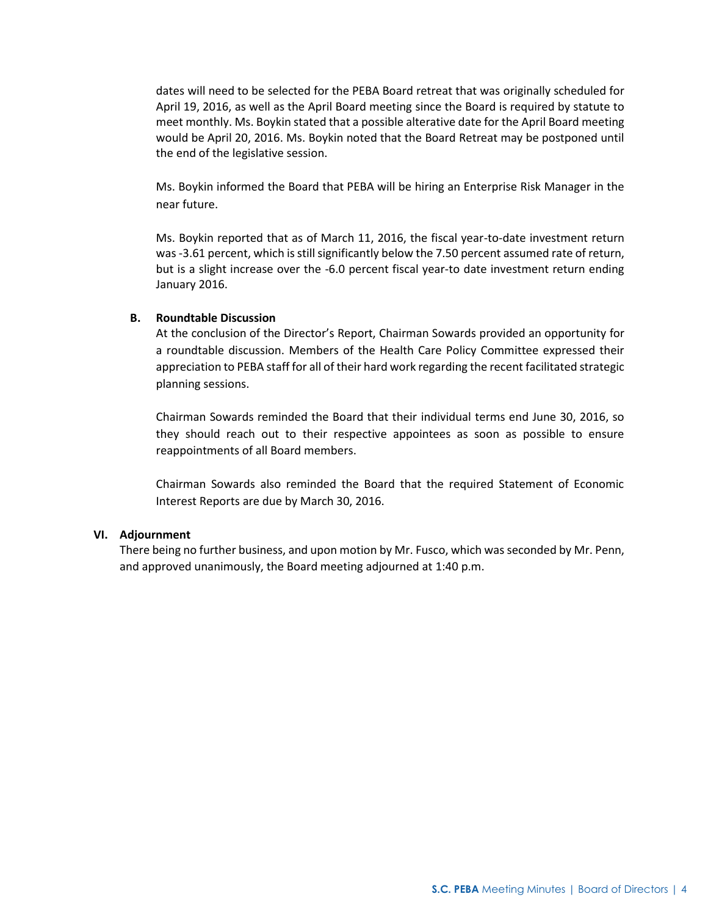dates will need to be selected for the PEBA Board retreat that was originally scheduled for April 19, 2016, as well as the April Board meeting since the Board is required by statute to meet monthly. Ms. Boykin stated that a possible alterative date for the April Board meeting would be April 20, 2016. Ms. Boykin noted that the Board Retreat may be postponed until the end of the legislative session.

Ms. Boykin informed the Board that PEBA will be hiring an Enterprise Risk Manager in the near future.

Ms. Boykin reported that as of March 11, 2016, the fiscal year-to-date investment return was -3.61 percent, which is still significantly below the 7.50 percent assumed rate of return, but is a slight increase over the -6.0 percent fiscal year-to date investment return ending January 2016.

**B. Roundtable Discussion**

At the conclusion of the Director's Report, Chairman Sowards provided an opportunity for a roundtable discussion. Members of the Health Care Policy Committee expressed their appreciation to PEBA staff for all of their hard work regarding the recent facilitated strategic planning sessions.

Chairman Sowards reminded the Board that their individual terms end June 30, 2016, so they should reach out to their respective appointees as soon as possible to ensure reappointments of all Board members.

Chairman Sowards also reminded the Board that the required Statement of Economic Interest Reports are due by March 30, 2016.

**VI. Adjournment**

There being no further business, and upon motion by Mr. Fusco, which was seconded by Mr. Penn, and approved unanimously, the Board meeting adjourned at 1:40 p.m.